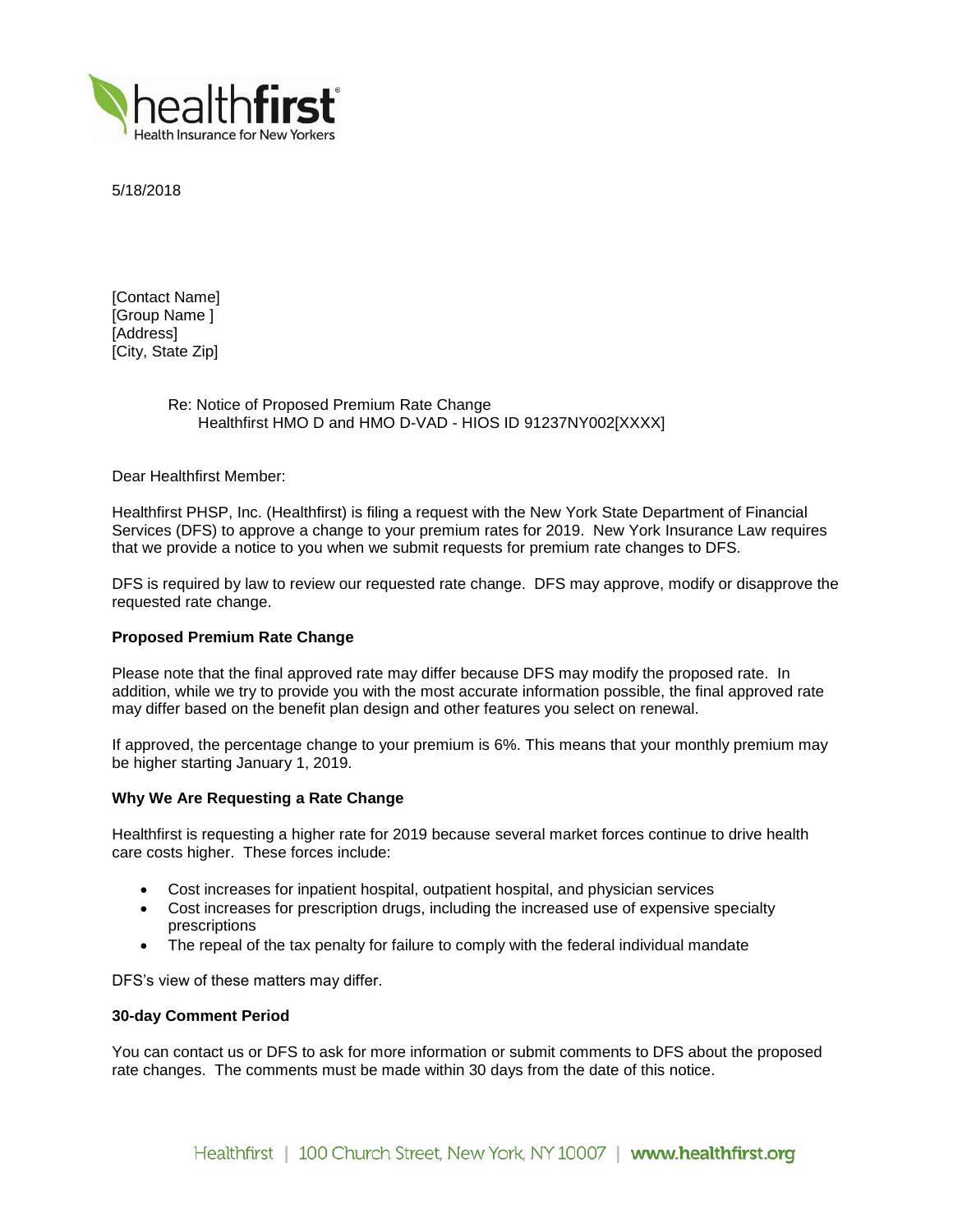5/18/2018

[Contact Name]
[Group Name ]
[Address]
[City, State Zip]

Re: Notice of Proposed Premium Rate Change
Healthfirst HMO D and HMO D-VAD - HIOS ID 91237NY002[XXXX]

Dear Healthfirst Member:

Healthfirst PHSP, Inc. (Healthfirst) is filing a request with the New York State Department of Financial Services (DFS) to approve a change to your premium rates for 2019. New York Insurance Law requires that we provide a notice to you when we submit requests for premium rate changes to DFS.

DFS is required by law to review our requested rate change. DFS may approve, modify or disapprove the requested rate change.

**Proposed Premium Rate Change**

Please note that the final approved rate may differ because DFS may modify the proposed rate. In addition, while we try to provide you with the most accurate information possible, the final approved rate may differ based on the benefit plan design and other features you select on renewal.

If approved, the percentage change to your premium is 6%. This means that your monthly premium may be higher starting January 1, 2019.

**Why We Are Requesting a Rate Change**

Healthfirst is requesting a higher rate for 2019 because several market forces continue to drive health care costs higher. These forces include:

- Cost increases for inpatient hospital, outpatient hospital, and physician services
- Cost increases for prescription drugs, including the increased use of expensive specialty prescriptions
- The repeal of the tax penalty for failure to comply with the federal individual mandate

DFS's view of these matters may differ.

**30-day Comment Period**

You can contact us or DFS to ask for more information or submit comments to DFS about the proposed rate changes. The comments must be made within 30 days from the date of this notice.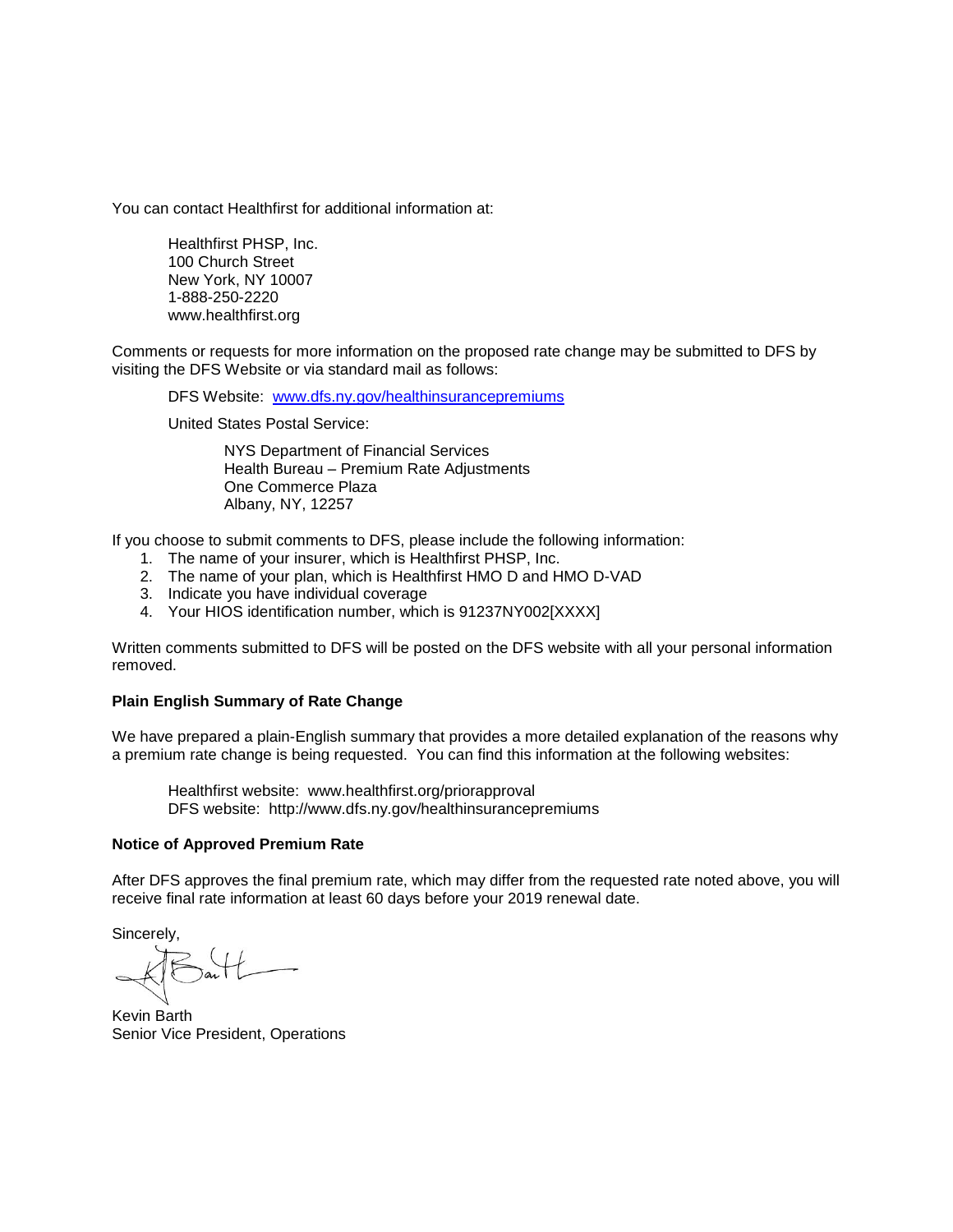You can contact Healthfirst for additional information at:

Healthfirst PHSP, Inc.
100 Church Street
New York, NY 10007
1-888-250-2220
www.healthfirst.org

Comments or requests for more information on the proposed rate change may be submitted to DFS by visiting the DFS Website or via standard mail as follows:

DFS Website: [www.dfs.ny.gov/healthinsurancepremiums](www.dfs.ny.gov/healthinsurancepremiums)

United States Postal Service:

NYS Department of Financial Services
Health Bureau – Premium Rate Adjustments
One Commerce Plaza
Albany, NY, 12257

If you choose to submit comments to DFS, please include the following information:

1. The name of your insurer, which is Healthfirst PHSP, Inc.
2. The name of your plan, which is Healthfirst HMO D and HMO D-VAD
3. Indicate you have individual coverage
4. Your HIOS identification number, which is 91237NY002[XXXX]

Written comments submitted to DFS will be posted on the DFS website with all your personal information removed.

**Plain English Summary of Rate Change**

We have prepared a plain-English summary that provides a more detailed explanation of the reasons why a premium rate change is being requested. You can find this information at the following websites:

Healthfirst website: www.healthfirst.org/priorapproval
DFS website: http://www.dfs.ny.gov/healthinsurancepremiums

**Notice of Approved Premium Rate**

After DFS approves the final premium rate, which may differ from the requested rate noted above, you will receive final rate information at least 60 days before your 2019 renewal date.

Sincerely,

Kevin Barth
Senior Vice President, Operations